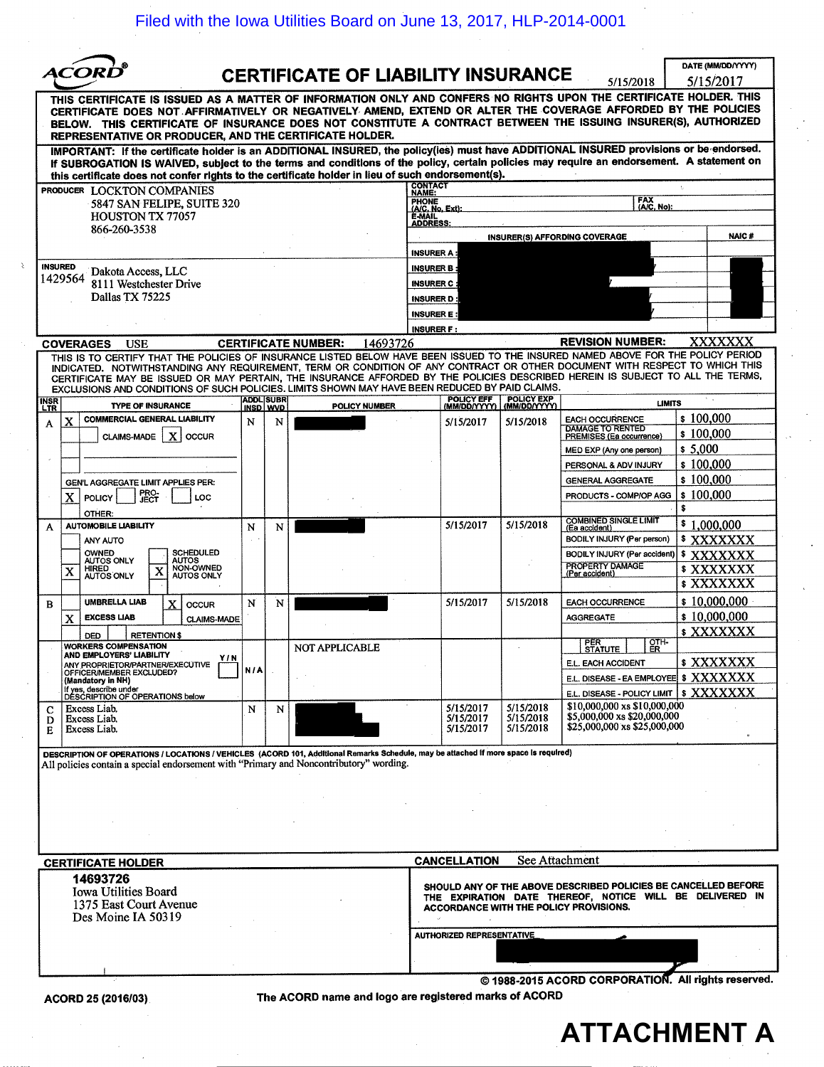Filed with the Iowa Utilities Board on June 13, 2017, HLP-2014-0001

ACORD®

# CERTIFICATE OF LIABILITY INSURANCE

5/15/2018

DATE (MM/DD/YYYY): 5/15/2017

THIS CERTIFICATE IS ISSUED AS A MATTER OF INFORMATION ONLY AND CONFERS NO RIGHTS UPON THE CERTIFICATE HOLDER. THIS CERTIFICATE DOES NOT AFFIRMATIVELY OR NEGATIVELY AMEND, EXTEND OR ALTER THE COVERAGE AFFORDED BY THE POLICIES BELOW. THIS CERTIFICATE OF INSURANCE DOES NOT CONSTITUTE A CONTRACT BETWEEN THE ISSUING INSURER(S), AUTHORIZED REPRESENTATIVE OR PRODUCER, AND THE CERTIFICATE HOLDER.

IMPORTANT: If the certificate holder is an ADDITIONAL INSURED, the policy(ies) must have ADDITIONAL INSURED provisions or be endorsed. If SUBROGATION IS WAIVED, subject to the terms and conditions of the policy, certain policies may require an endorsement. A statement on this certificate does not confer rights to the certificate holder in lieu of such endorsement(s).

| | |
|---|---|
| **PRODUCER** LOCKTON COMPANIES<br>5847 SAN FELIPE, SUITE 320<br>HOUSTON TX 77057<br>866-260-3538 | **CONTACT NAME:**<br>**PHONE (A/C, No, Ext):** **FAX (A/C, No):**<br>**E-MAIL ADDRESS:** |
| | **INSURER(S) AFFORDING COVERAGE** — **NAIC #** |
| | INSURER A : |
| **INSURED** 1429564<br>Dakota Access, LLC<br>8111 Westchester Drive<br>Dallas TX 75225 | INSURER B : |
| | INSURER C : |
| | INSURER D : |
| | INSURER E : |
| | INSURER F : |

**COVERAGES** USE **CERTIFICATE NUMBER:** 14693726 **REVISION NUMBER:** XXXXXXX

THIS IS TO CERTIFY THAT THE POLICIES OF INSURANCE LISTED BELOW HAVE BEEN ISSUED TO THE INSURED NAMED ABOVE FOR THE POLICY PERIOD INDICATED. NOTWITHSTANDING ANY REQUIREMENT, TERM OR CONDITION OF ANY CONTRACT OR OTHER DOCUMENT WITH RESPECT TO WHICH THIS CERTIFICATE MAY BE ISSUED OR MAY PERTAIN, THE INSURANCE AFFORDED BY THE POLICIES DESCRIBED HEREIN IS SUBJECT TO ALL THE TERMS, EXCLUSIONS AND CONDITIONS OF SUCH POLICIES. LIMITS SHOWN MAY HAVE BEEN REDUCED BY PAID CLAIMS.

| INSR LTR | TYPE OF INSURANCE | ADDL INSD | SUBR WVD | POLICY NUMBER | POLICY EFF (MM/DD/YYYY) | POLICY EXP (MM/DD/YYYY) | LIMITS | |
|---|---|---|---|---|---|---|---|---|
| A | X COMMERCIAL GENERAL LIABILITY<br>CLAIMS-MADE [X] OCCUR<br>GEN'L AGGREGATE LIMIT APPLIES PER: [X] POLICY [ ] PRO-JECT [ ] LOC<br>OTHER: | N | N | | 5/15/2017 | 5/15/2018 | EACH OCCURRENCE | $ 100,000 |
| | | | | | | | DAMAGE TO RENTED PREMISES (Ea occurrence) | $ 100,000 |
| | | | | | | | MED EXP (Any one person) | $ 5,000 |
| | | | | | | | PERSONAL & ADV INJURY | $ 100,000 |
| | | | | | | | GENERAL AGGREGATE | $ 100,000 |
| | | | | | | | PRODUCTS - COMP/OP AGG | $ 100,000 |
| | | | | | | | | $ |
| A | AUTOMOBILE LIABILITY<br>[ ] ANY AUTO<br>[ ] OWNED AUTOS ONLY [ ] SCHEDULED AUTOS<br>[X] HIRED AUTOS ONLY [X] NON-OWNED AUTOS ONLY | N | N | | 5/15/2017 | 5/15/2018 | COMBINED SINGLE LIMIT (Ea accident) | $ 1,000,000 |
| | | | | | | | BODILY INJURY (Per person) | $ XXXXXXX |
| | | | | | | | BODILY INJURY (Per accident) | $ XXXXXXX |
| | | | | | | | PROPERTY DAMAGE (Per accident) | $ XXXXXXX |
| | | | | | | | | $ XXXXXXX |
| B | UMBRELLA LIAB [X] OCCUR<br>[X] EXCESS LIAB [ ] CLAIMS-MADE<br>DED RETENTION $ | N | N | | 5/15/2017 | 5/15/2018 | EACH OCCURRENCE | $ 10,000,000 |
| | | | | | | | AGGREGATE | $ 10,000,000 |
| | | | | | | | | $ XXXXXXX |
| | WORKERS COMPENSATION AND EMPLOYERS' LIABILITY Y/N<br>ANY PROPRIETOR/PARTNER/EXECUTIVE OFFICER/MEMBER EXCLUDED? (Mandatory in NH) [ ]<br>If yes, describe under DESCRIPTION OF OPERATIONS below | N/A | | NOT APPLICABLE | | | PER STATUTE / OTH-ER | |
| | | | | | | | E.L. EACH ACCIDENT | $ XXXXXXX |
| | | | | | | | E.L. DISEASE - EA EMPLOYEE | $ XXXXXXX |
| | | | | | | | E.L. DISEASE - POLICY LIMIT | $ XXXXXXX |
| C | Excess Liab. | N | N | | 5/15/2017 | 5/15/2018 | $10,000,000 xs $10,000,000 | |
| D | Excess Liab. | | | | 5/15/2017 | 5/15/2018 | $5,000,000 xs $20,000,000 | |
| E | Excess Liab. | | | | 5/15/2017 | 5/15/2018 | $25,000,000 xs $25,000,000 | |

**DESCRIPTION OF OPERATIONS / LOCATIONS / VEHICLES** (ACORD 101, Additional Remarks Schedule, may be attached if more space is required)

All policies contain a special endorsement with "Primary and Noncontributory" wording.

| CERTIFICATE HOLDER | CANCELLATION See Attachment |
|---|---|
| **14693726**<br>Iowa Utilities Board<br>1375 East Court Avenue<br>Des Moine IA 50319 | SHOULD ANY OF THE ABOVE DESCRIBED POLICIES BE CANCELLED BEFORE THE EXPIRATION DATE THEREOF, NOTICE WILL BE DELIVERED IN ACCORDANCE WITH THE POLICY PROVISIONS. |
| | AUTHORIZED REPRESENTATIVE |

© 1988-2015 ACORD CORPORATION. All rights reserved.

ACORD 25 (2016/03) The ACORD name and logo are registered marks of ACORD

# ATTACHMENT A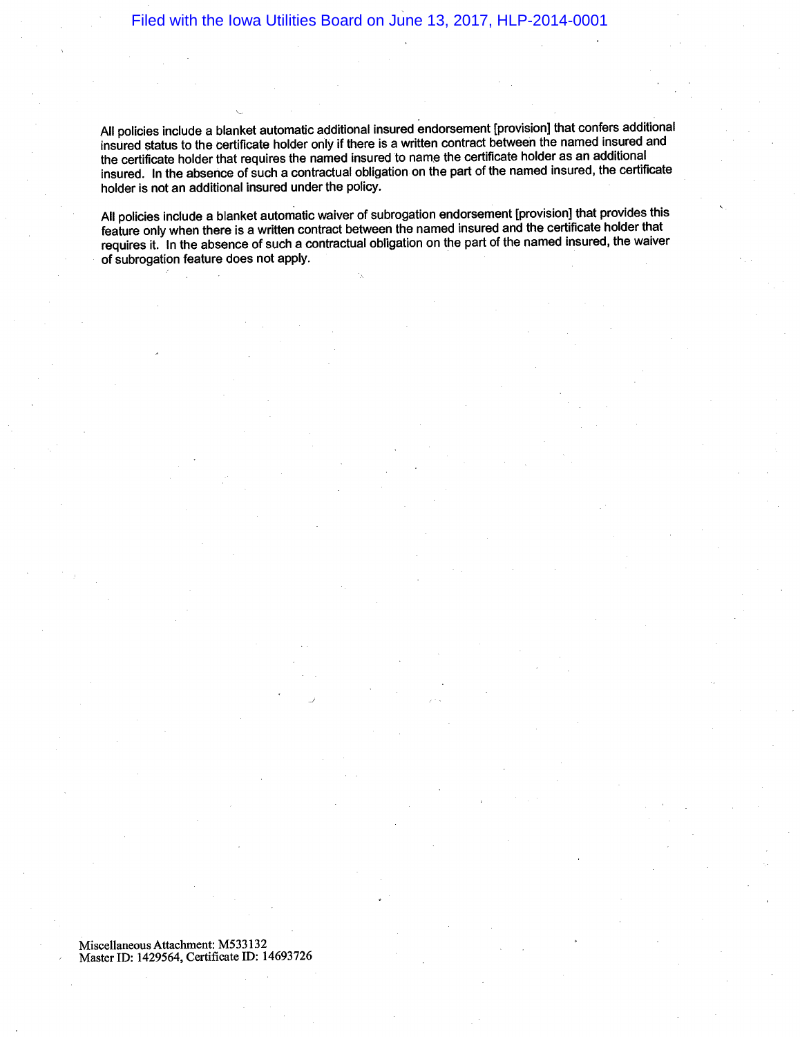All policies include a blanket automatic additional insured endorsement [provision] that confers additional insured status to the certificate holder only if there is a written contract between the named insured and the certificate holder that requires the named insured to name the certificate holder as an additional insured. In the absence of such a contractual obligation on the part of the named insured, the certificate holder is not an additional insured under the policy.

All policies include a blanket automatic waiver of subrogation endorsement [provision] that provides this feature only when there is a written contract between the named insured and the certificate holder that requires it. In the absence of such a contractual obligation on the part of the named insured, the waiver of subrogation feature does not apply.

Miscellaneous Attachment: M533132
Master ID: 1429564, Certificate ID: 14693726